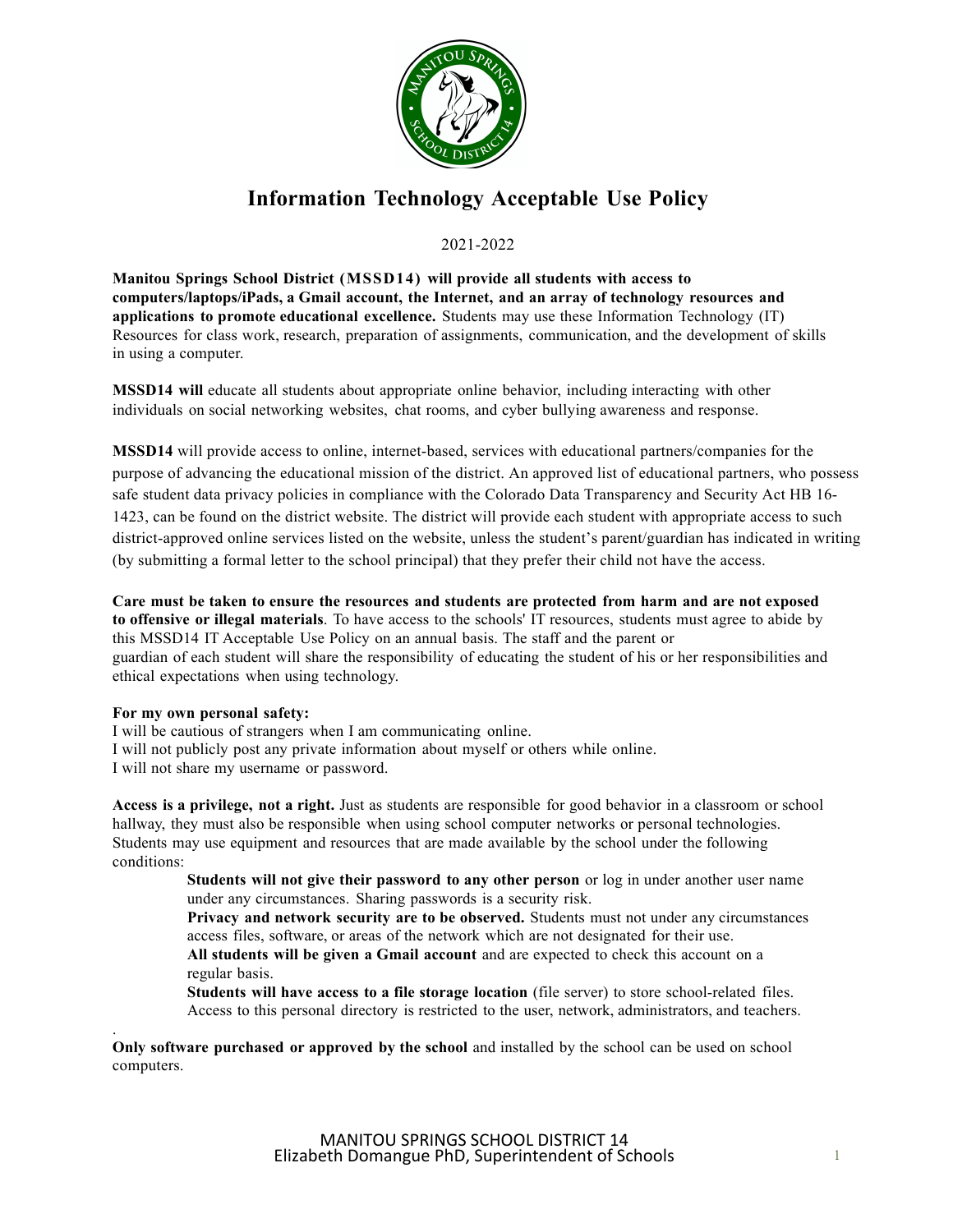# Information Technology Acceptable Use Policy

2021-2022

**Manitou Springs School District (MSSD14) will provide all students with access to computers/laptops/iPads, a Gmail account, the Internet, and an array of technology resources and applications to promote educational excellence.** Students may use these Information Technology (IT) Resources for class work, research, preparation of assignments, communication, and the development of skills in using a computer.

**MSSD14 will** educate all students about appropriate online behavior, including interacting with other individuals on social networking websites, chat rooms, and cyber bullying awareness and response.

**MSSD14** will provide access to online, internet-based, services with educational partners/companies for the purpose of advancing the educational mission of the district. An approved list of educational partners, who possess safe student data privacy policies in compliance with the Colorado Data Transparency and Security Act HB 16-1423, can be found on the district website. The district will provide each student with appropriate access to such district-approved online services listed on the website, unless the student's parent/guardian has indicated in writing (by submitting a formal letter to the school principal) that they prefer their child not have the access.

**Care must be taken to ensure the resources and students are protected from harm and are not exposed to offensive or illegal materials**. To have access to the schools' IT resources, students must agree to abide by this MSSD14 IT Acceptable Use Policy on an annual basis. The staff and the parent or guardian of each student will share the responsibility of educating the student of his or her responsibilities and ethical expectations when using technology.

**For my own personal safety:**
I will be cautious of strangers when I am communicating online.
I will not publicly post any private information about myself or others while online.
I will not share my username or password.

**Access is a privilege, not a right.** Just as students are responsible for good behavior in a classroom or school hallway, they must also be responsible when using school computer networks or personal technologies. Students may use equipment and resources that are made available by the school under the following conditions:

> **Students will not give their password to any other person** or log in under another user name under any circumstances. Sharing passwords is a security risk.
> **Privacy and network security are to be observed.** Students must not under any circumstances access files, software, or areas of the network which are not designated for their use.
> **All students will be given a Gmail account** and are expected to check this account on a regular basis.
> **Students will have access to a file storage location** (file server) to store school-related files. Access to this personal directory is restricted to the user, network, administrators, and teachers.

**Only software purchased or approved by the school** and installed by the school can be used on school computers.

MANITOU SPRINGS SCHOOL DISTRICT 14
Elizabeth Domangue PhD, Superintendent of Schools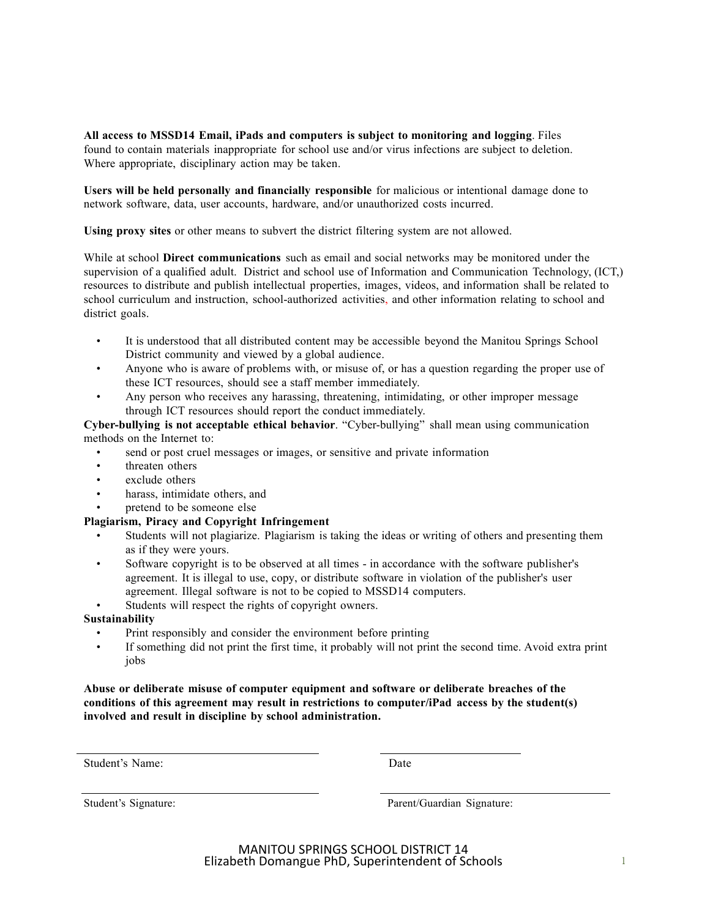**All access to MSSD14 Email, iPads and computers is subject to monitoring and logging**. Files found to contain materials inappropriate for school use and/or virus infections are subject to deletion. Where appropriate, disciplinary action may be taken.

**Users will be held personally and financially responsible** for malicious or intentional damage done to network software, data, user accounts, hardware, and/or unauthorized costs incurred.

**Using proxy sites** or other means to subvert the district filtering system are not allowed.

While at school **Direct communications** such as email and social networks may be monitored under the supervision of a qualified adult. District and school use of Information and Communication Technology, (ICT,) resources to distribute and publish intellectual properties, images, videos, and information shall be related to school curriculum and instruction, school-authorized activities, and other information relating to school and district goals.

- It is understood that all distributed content may be accessible beyond the Manitou Springs School District community and viewed by a global audience.
- Anyone who is aware of problems with, or misuse of, or has a question regarding the proper use of these ICT resources, should see a staff member immediately.
- Any person who receives any harassing, threatening, intimidating, or other improper message through ICT resources should report the conduct immediately.

**Cyber-bullying is not acceptable ethical behavior**. "Cyber-bullying" shall mean using communication methods on the Internet to:

- send or post cruel messages or images, or sensitive and private information
- threaten others
- exclude others
- harass, intimidate others, and
- pretend to be someone else

**Plagiarism, Piracy and Copyright Infringement**

- Students will not plagiarize. Plagiarism is taking the ideas or writing of others and presenting them as if they were yours.
- Software copyright is to be observed at all times - in accordance with the software publisher's agreement. It is illegal to use, copy, or distribute software in violation of the publisher's user agreement. Illegal software is not to be copied to MSSD14 computers.
- Students will respect the rights of copyright owners.

**Sustainability**

- Print responsibly and consider the environment before printing
- If something did not print the first time, it probably will not print the second time. Avoid extra print jobs

**Abuse or deliberate misuse of computer equipment and software or deliberate breaches of the conditions of this agreement may result in restrictions to computer/iPad access by the student(s) involved and result in discipline by school administration.**

Student's Name: ______________________ Date ______________________

Student's Signature: ______________________ Parent/Guardian Signature: ______________________

MANITOU SPRINGS SCHOOL DISTRICT 14
Elizabeth Domangue PhD, Superintendent of Schools